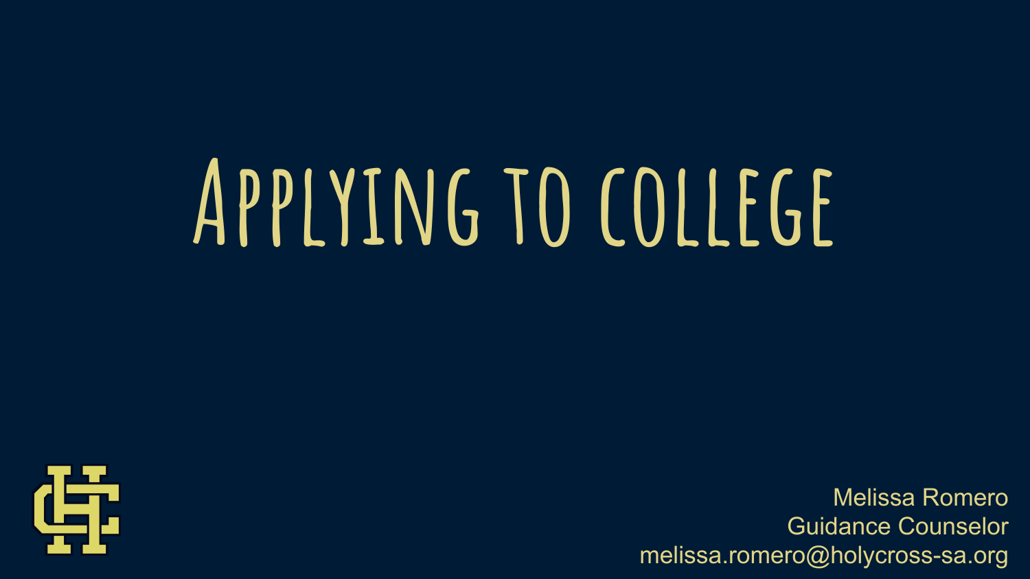# Applying to college

Melissa Romero
Guidance Counselor
melissa.romero@holycross-sa.org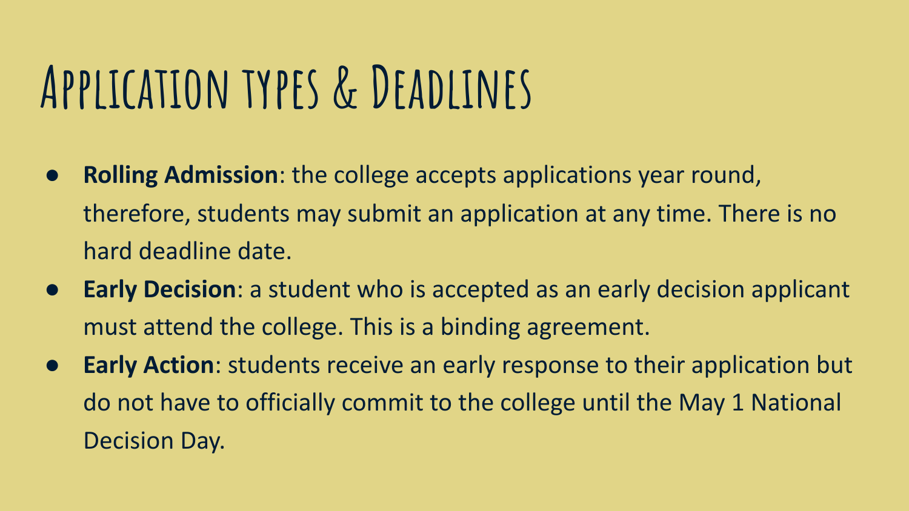# Application types & Deadlines

- **Rolling Admission**: the college accepts applications year round, therefore, students may submit an application at any time. There is no hard deadline date.
- **Early Decision**: a student who is accepted as an early decision applicant must attend the college. This is a binding agreement.
- **Early Action**: students receive an early response to their application but do not have to officially commit to the college until the May 1 National Decision Day.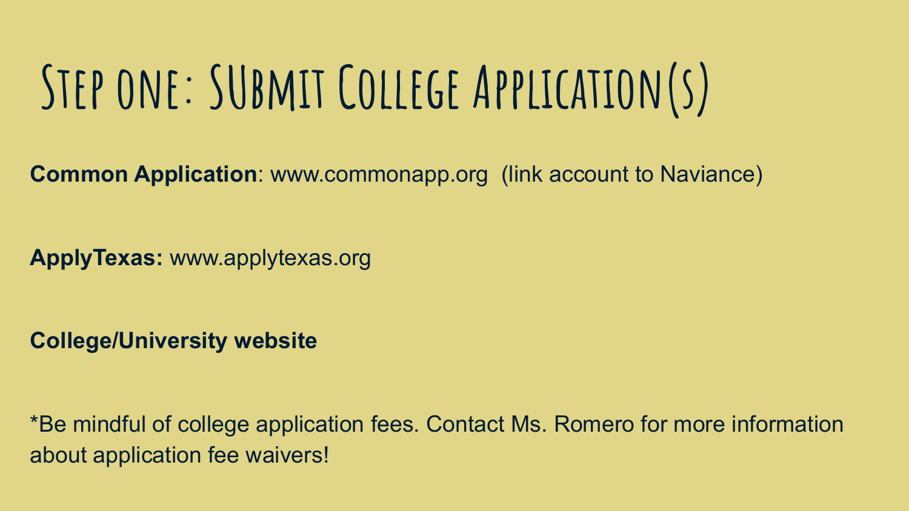# Step one: SUbmit College Application(s)

**Common Application**: www.commonapp.org (link account to Naviance)

**ApplyTexas:** www.applytexas.org

**College/University website**

*Be mindful of college application fees. Contact Ms. Romero for more information about application fee waivers!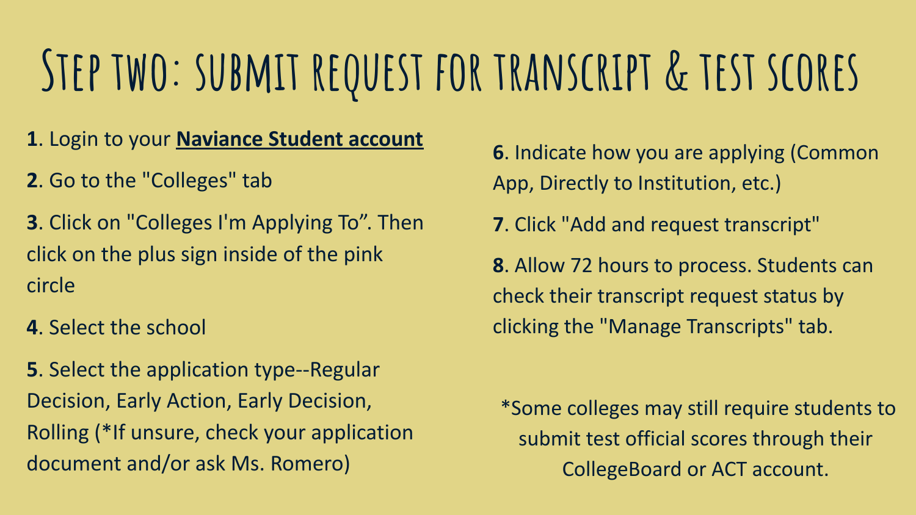# Step two: submit request for transcript & test scores

**1**. Login to your **Naviance Student account**

**2**. Go to the "Colleges" tab

**3**. Click on "Colleges I'm Applying To". Then click on the plus sign inside of the pink circle

**4**. Select the school

**5**. Select the application type--Regular Decision, Early Action, Early Decision, Rolling (*If unsure, check your application document and/or ask Ms. Romero)

**6**. Indicate how you are applying (Common App, Directly to Institution, etc.)

**7**. Click "Add and request transcript"

**8**. Allow 72 hours to process. Students can check their transcript request status by clicking the "Manage Transcripts" tab.

*Some colleges may still require students to submit test official scores through their CollegeBoard or ACT account.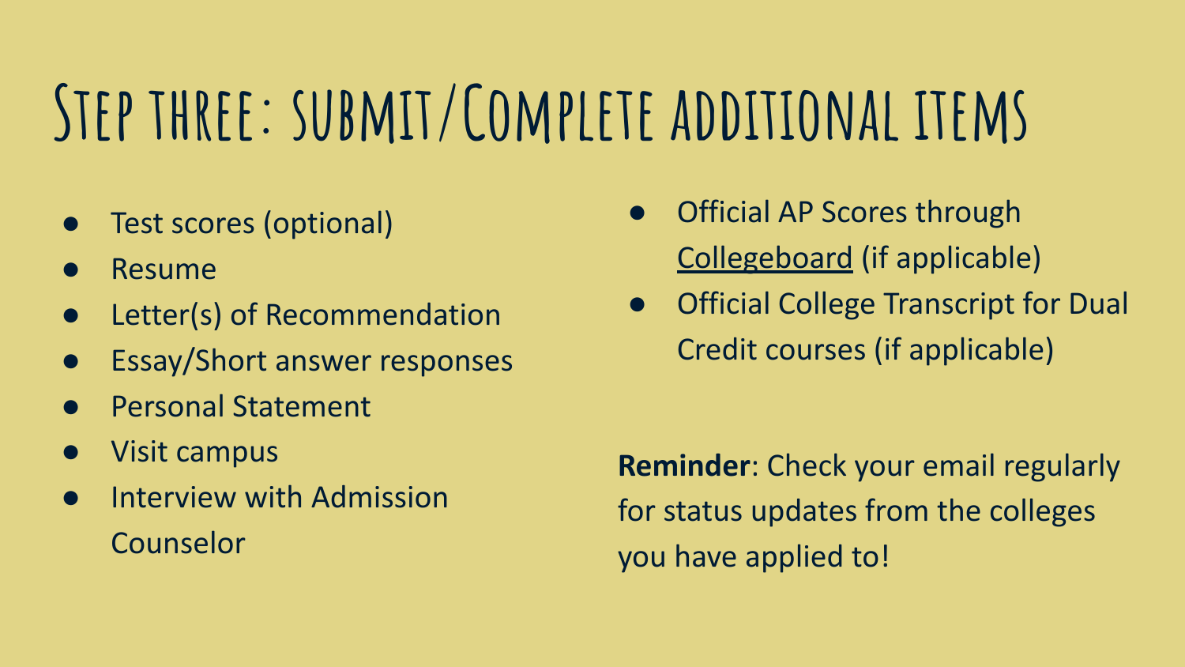# Step three: submit/Complete additional items

- Test scores (optional)
- Resume
- Letter(s) of Recommendation
- Essay/Short answer responses
- Personal Statement
- Visit campus
- Interview with Admission Counselor
- Official AP Scores through Collegeboard (if applicable)
- Official College Transcript for Dual Credit courses (if applicable)

**Reminder**: Check your email regularly for status updates from the colleges you have applied to!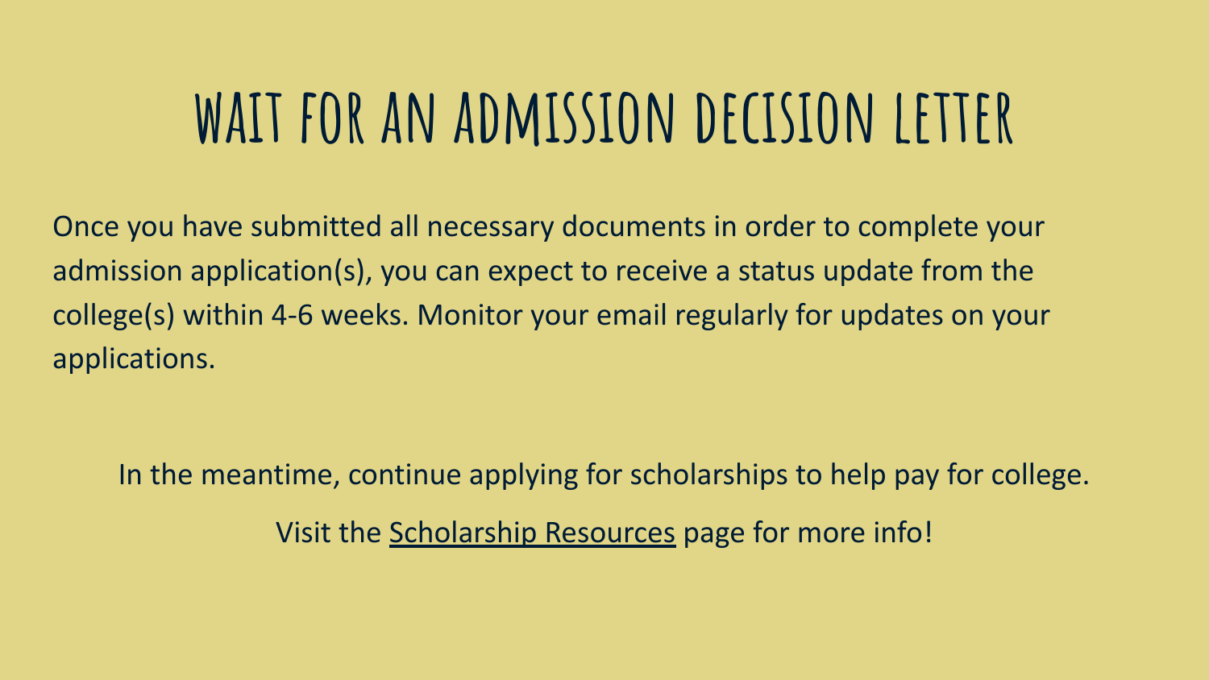# WAIT FOR AN ADMISSION DECISION LETTER

Once you have submitted all necessary documents in order to complete your admission application(s), you can expect to receive a status update from the college(s) within 4-6 weeks. Monitor your email regularly for updates on your applications.

In the meantime, continue applying for scholarships to help pay for college.

Visit the Scholarship Resources page for more info!